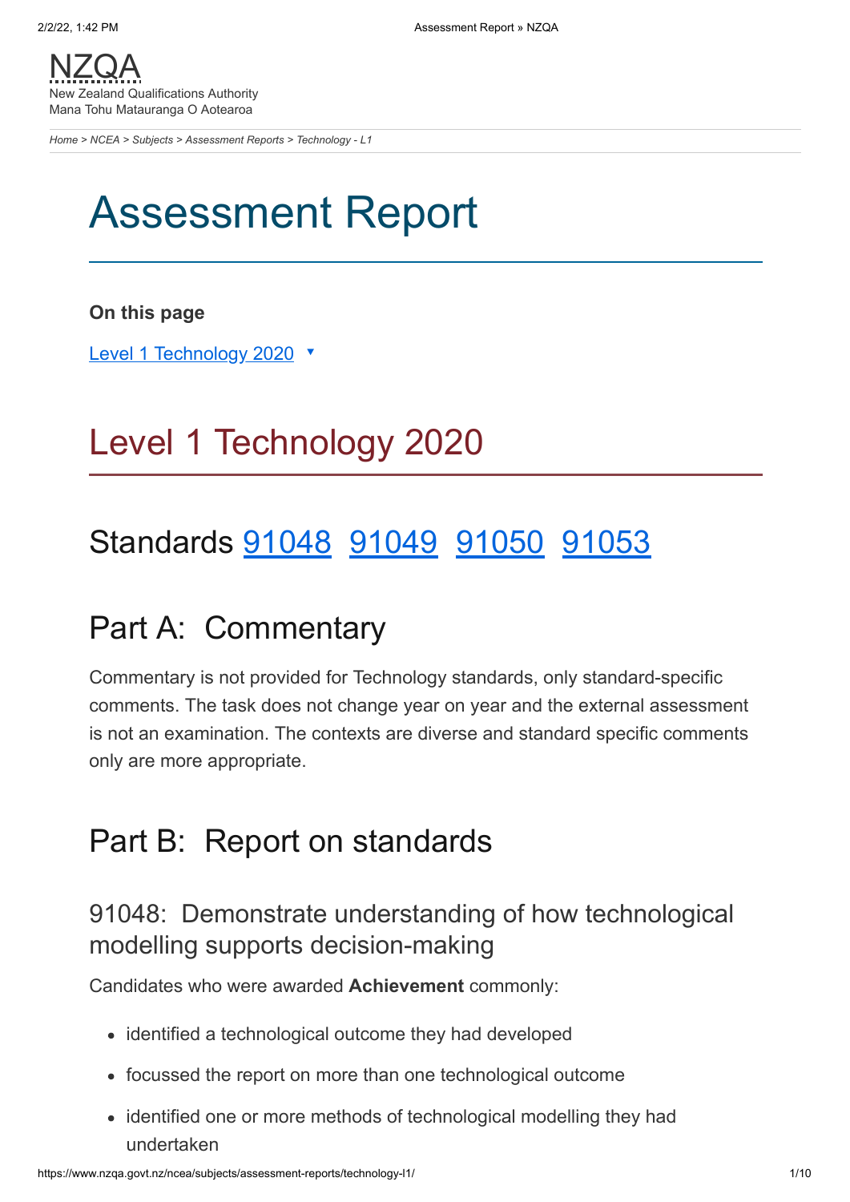NZQA
New Zealand Qualifications Authority
Mana Tohu Matauranga O Aotearoa

*Home > NCEA > Subjects > Assessment Reports > Technology - L1*

# Assessment Report

**On this page**

Level 1 Technology 2020 ▼

## Level 1 Technology 2020

## Standards 91048 91049 91050 91053

## Part A: Commentary

Commentary is not provided for Technology standards, only standard-specific comments. The task does not change year on year and the external assessment is not an examination. The contexts are diverse and standard specific comments only are more appropriate.

## Part B: Report on standards

### 91048: Demonstrate understanding of how technological modelling supports decision-making

Candidates who were awarded **Achievement** commonly:

- identified a technological outcome they had developed
- focussed the report on more than one technological outcome
- identified one or more methods of technological modelling they had undertaken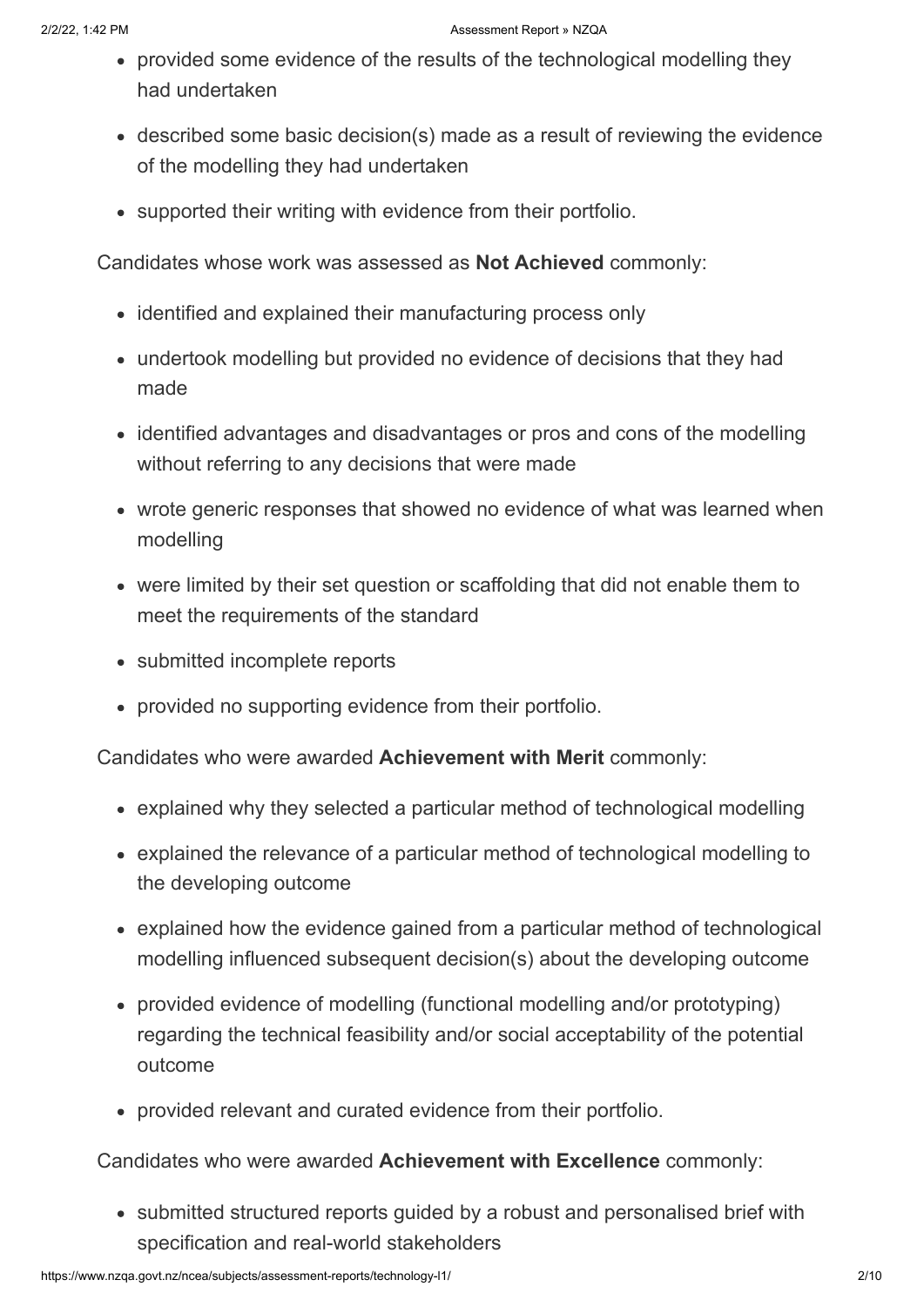- provided some evidence of the results of the technological modelling they had undertaken
- described some basic decision(s) made as a result of reviewing the evidence of the modelling they had undertaken
- supported their writing with evidence from their portfolio.

Candidates whose work was assessed as **Not Achieved** commonly:

- identified and explained their manufacturing process only
- undertook modelling but provided no evidence of decisions that they had made
- identified advantages and disadvantages or pros and cons of the modelling without referring to any decisions that were made
- wrote generic responses that showed no evidence of what was learned when modelling
- were limited by their set question or scaffolding that did not enable them to meet the requirements of the standard
- submitted incomplete reports
- provided no supporting evidence from their portfolio.

Candidates who were awarded **Achievement with Merit** commonly:

- explained why they selected a particular method of technological modelling
- explained the relevance of a particular method of technological modelling to the developing outcome
- explained how the evidence gained from a particular method of technological modelling influenced subsequent decision(s) about the developing outcome
- provided evidence of modelling (functional modelling and/or prototyping) regarding the technical feasibility and/or social acceptability of the potential outcome
- provided relevant and curated evidence from their portfolio.

Candidates who were awarded **Achievement with Excellence** commonly:

- submitted structured reports guided by a robust and personalised brief with specification and real-world stakeholders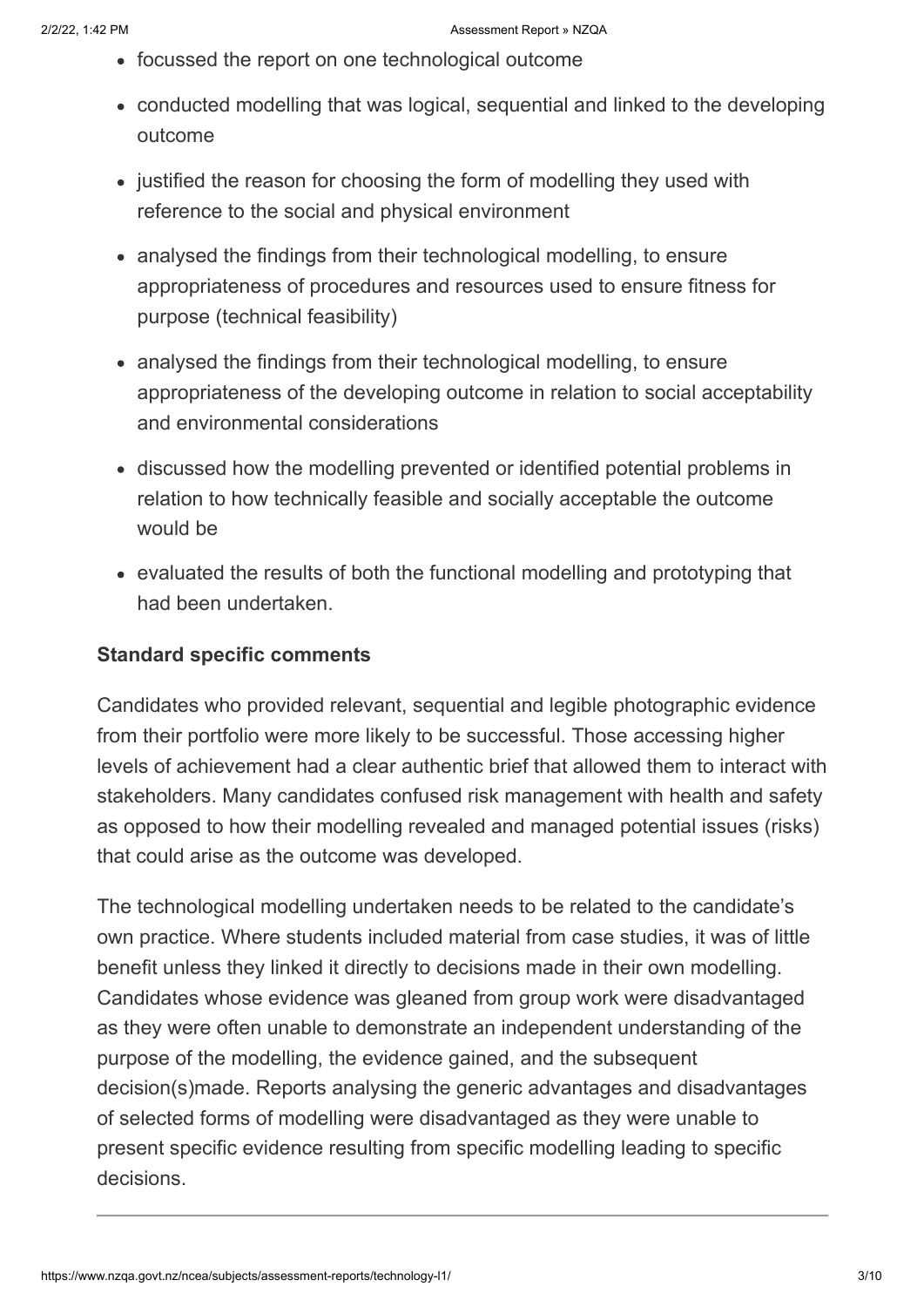- focussed the report on one technological outcome
- conducted modelling that was logical, sequential and linked to the developing outcome
- justified the reason for choosing the form of modelling they used with reference to the social and physical environment
- analysed the findings from their technological modelling, to ensure appropriateness of procedures and resources used to ensure fitness for purpose (technical feasibility)
- analysed the findings from their technological modelling, to ensure appropriateness of the developing outcome in relation to social acceptability and environmental considerations
- discussed how the modelling prevented or identified potential problems in relation to how technically feasible and socially acceptable the outcome would be
- evaluated the results of both the functional modelling and prototyping that had been undertaken.

**Standard specific comments**

Candidates who provided relevant, sequential and legible photographic evidence from their portfolio were more likely to be successful. Those accessing higher levels of achievement had a clear authentic brief that allowed them to interact with stakeholders. Many candidates confused risk management with health and safety as opposed to how their modelling revealed and managed potential issues (risks) that could arise as the outcome was developed.

The technological modelling undertaken needs to be related to the candidate's own practice. Where students included material from case studies, it was of little benefit unless they linked it directly to decisions made in their own modelling. Candidates whose evidence was gleaned from group work were disadvantaged as they were often unable to demonstrate an independent understanding of the purpose of the modelling, the evidence gained, and the subsequent decision(s)made. Reports analysing the generic advantages and disadvantages of selected forms of modelling were disadvantaged as they were unable to present specific evidence resulting from specific modelling leading to specific decisions.

---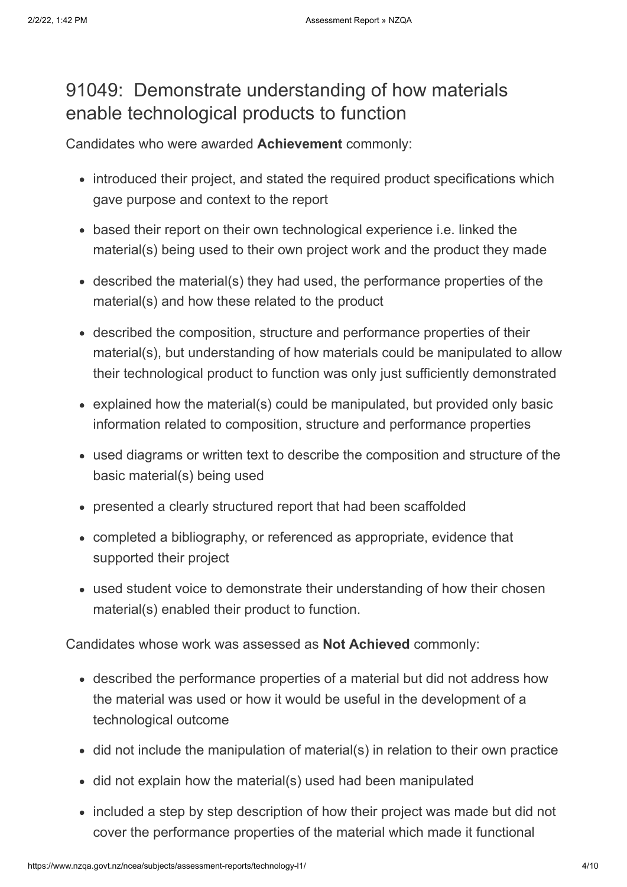## 91049: Demonstrate understanding of how materials enable technological products to function

Candidates who were awarded **Achievement** commonly:

- introduced their project, and stated the required product specifications which gave purpose and context to the report
- based their report on their own technological experience i.e. linked the material(s) being used to their own project work and the product they made
- described the material(s) they had used, the performance properties of the material(s) and how these related to the product
- described the composition, structure and performance properties of their material(s), but understanding of how materials could be manipulated to allow their technological product to function was only just sufficiently demonstrated
- explained how the material(s) could be manipulated, but provided only basic information related to composition, structure and performance properties
- used diagrams or written text to describe the composition and structure of the basic material(s) being used
- presented a clearly structured report that had been scaffolded
- completed a bibliography, or referenced as appropriate, evidence that supported their project
- used student voice to demonstrate their understanding of how their chosen material(s) enabled their product to function.

Candidates whose work was assessed as **Not Achieved** commonly:

- described the performance properties of a material but did not address how the material was used or how it would be useful in the development of a technological outcome
- did not include the manipulation of material(s) in relation to their own practice
- did not explain how the material(s) used had been manipulated
- included a step by step description of how their project was made but did not cover the performance properties of the material which made it functional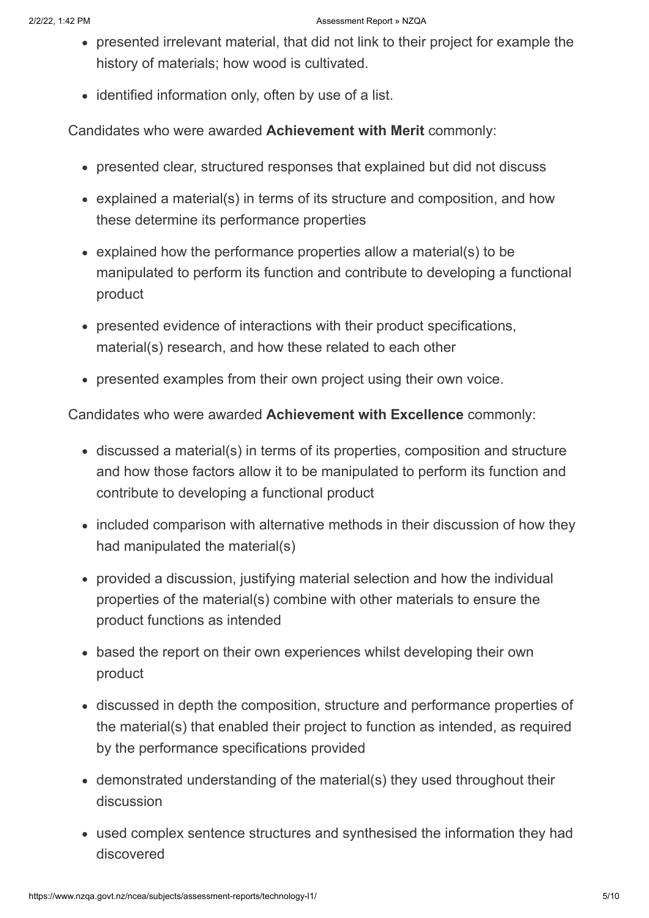- presented irrelevant material, that did not link to their project for example the history of materials; how wood is cultivated.
- identified information only, often by use of a list.

Candidates who were awarded **Achievement with Merit** commonly:

- presented clear, structured responses that explained but did not discuss
- explained a material(s) in terms of its structure and composition, and how these determine its performance properties
- explained how the performance properties allow a material(s) to be manipulated to perform its function and contribute to developing a functional product
- presented evidence of interactions with their product specifications, material(s) research, and how these related to each other
- presented examples from their own project using their own voice.

Candidates who were awarded **Achievement with Excellence** commonly:

- discussed a material(s) in terms of its properties, composition and structure and how those factors allow it to be manipulated to perform its function and contribute to developing a functional product
- included comparison with alternative methods in their discussion of how they had manipulated the material(s)
- provided a discussion, justifying material selection and how the individual properties of the material(s) combine with other materials to ensure the product functions as intended
- based the report on their own experiences whilst developing their own product
- discussed in depth the composition, structure and performance properties of the material(s) that enabled their project to function as intended, as required by the performance specifications provided
- demonstrated understanding of the material(s) they used throughout their discussion
- used complex sentence structures and synthesised the information they had discovered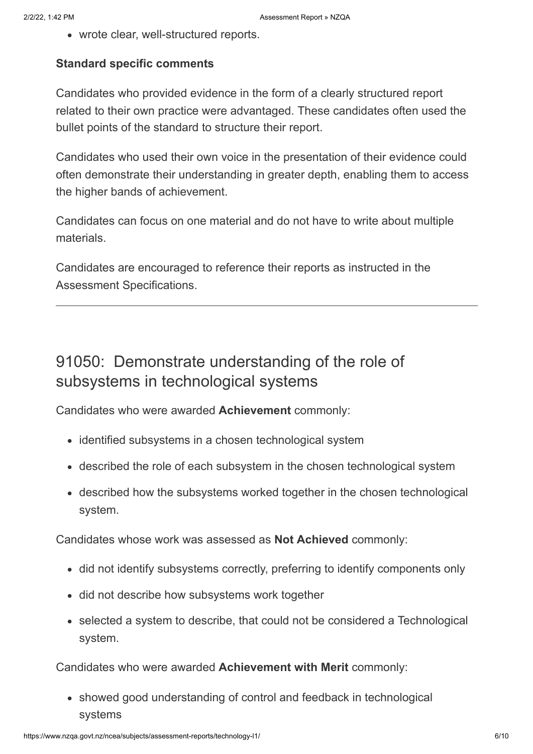- wrote clear, well-structured reports.

**Standard specific comments**

Candidates who provided evidence in the form of a clearly structured report related to their own practice were advantaged. These candidates often used the bullet points of the standard to structure their report.

Candidates who used their own voice in the presentation of their evidence could often demonstrate their understanding in greater depth, enabling them to access the higher bands of achievement.

Candidates can focus on one material and do not have to write about multiple materials.

Candidates are encouraged to reference their reports as instructed in the Assessment Specifications.

---

## 91050: Demonstrate understanding of the role of subsystems in technological systems

Candidates who were awarded **Achievement** commonly:

- identified subsystems in a chosen technological system
- described the role of each subsystem in the chosen technological system
- described how the subsystems worked together in the chosen technological system.

Candidates whose work was assessed as **Not Achieved** commonly:

- did not identify subsystems correctly, preferring to identify components only
- did not describe how subsystems work together
- selected a system to describe, that could not be considered a Technological system.

Candidates who were awarded **Achievement with Merit** commonly:

- showed good understanding of control and feedback in technological systems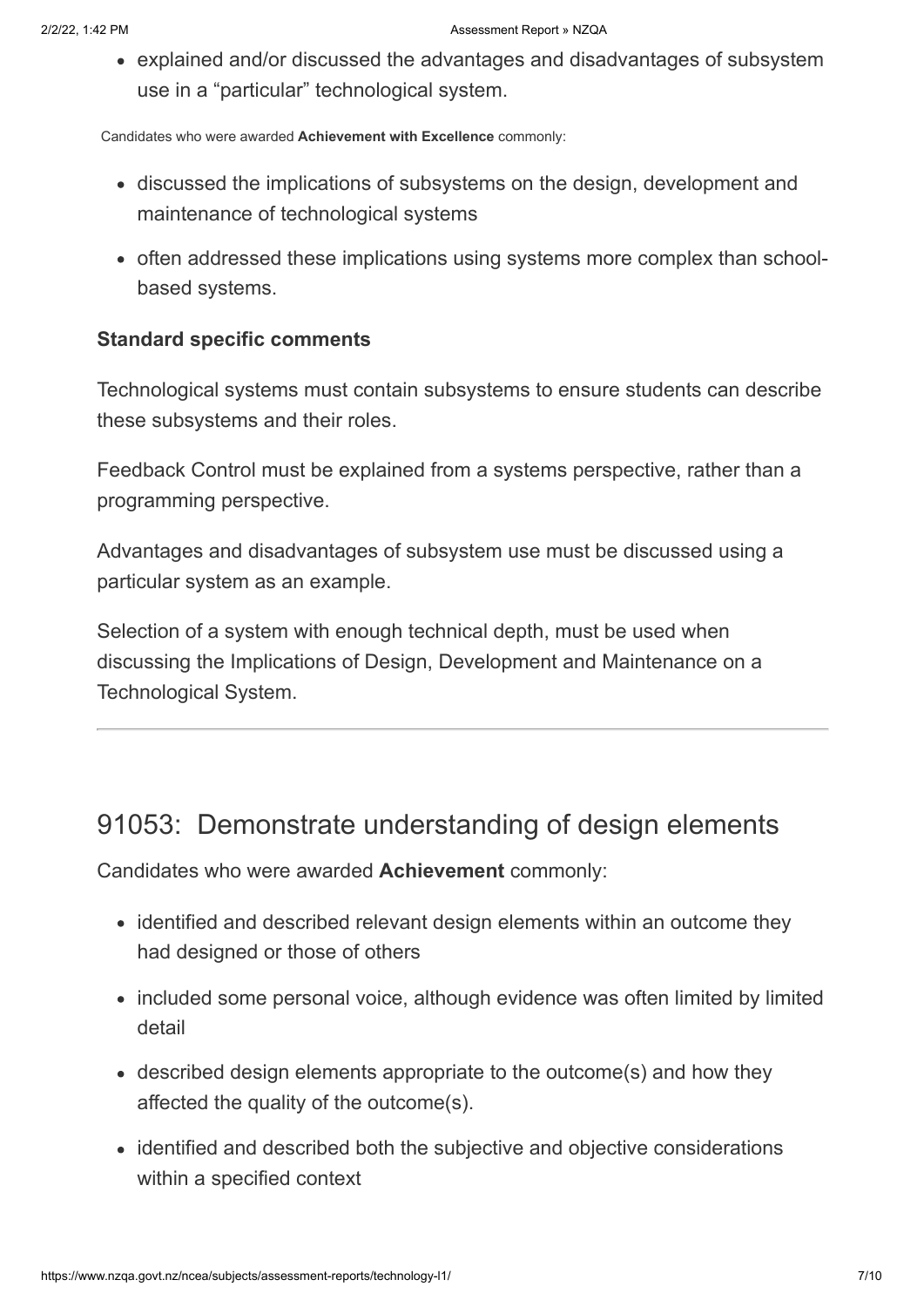- explained and/or discussed the advantages and disadvantages of subsystem use in a "particular" technological system.

Candidates who were awarded **Achievement with Excellence** commonly:

- discussed the implications of subsystems on the design, development and maintenance of technological systems
- often addressed these implications using systems more complex than school-based systems.

### Standard specific comments

Technological systems must contain subsystems to ensure students can describe these subsystems and their roles.

Feedback Control must be explained from a systems perspective, rather than a programming perspective.

Advantages and disadvantages of subsystem use must be discussed using a particular system as an example.

Selection of a system with enough technical depth, must be used when discussing the Implications of Design, Development and Maintenance on a Technological System.

---

## 91053: Demonstrate understanding of design elements

Candidates who were awarded **Achievement** commonly:

- identified and described relevant design elements within an outcome they had designed or those of others
- included some personal voice, although evidence was often limited by limited detail
- described design elements appropriate to the outcome(s) and how they affected the quality of the outcome(s).
- identified and described both the subjective and objective considerations within a specified context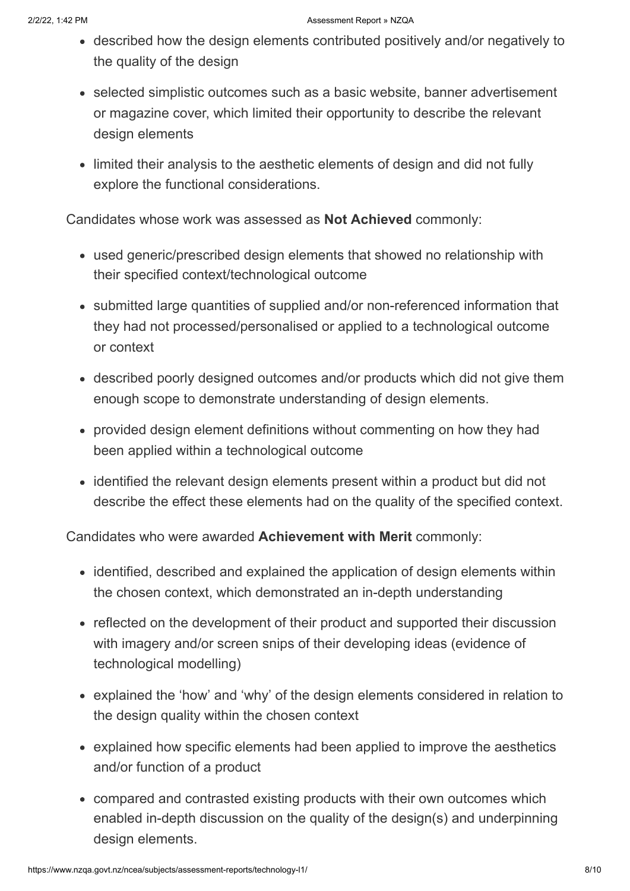- described how the design elements contributed positively and/or negatively to the quality of the design
- selected simplistic outcomes such as a basic website, banner advertisement or magazine cover, which limited their opportunity to describe the relevant design elements
- limited their analysis to the aesthetic elements of design and did not fully explore the functional considerations.

Candidates whose work was assessed as **Not Achieved** commonly:

- used generic/prescribed design elements that showed no relationship with their specified context/technological outcome
- submitted large quantities of supplied and/or non-referenced information that they had not processed/personalised or applied to a technological outcome or context
- described poorly designed outcomes and/or products which did not give them enough scope to demonstrate understanding of design elements.
- provided design element definitions without commenting on how they had been applied within a technological outcome
- identified the relevant design elements present within a product but did not describe the effect these elements had on the quality of the specified context.

Candidates who were awarded **Achievement with Merit** commonly:

- identified, described and explained the application of design elements within the chosen context, which demonstrated an in-depth understanding
- reflected on the development of their product and supported their discussion with imagery and/or screen snips of their developing ideas (evidence of technological modelling)
- explained the 'how' and 'why' of the design elements considered in relation to the design quality within the chosen context
- explained how specific elements had been applied to improve the aesthetics and/or function of a product
- compared and contrasted existing products with their own outcomes which enabled in-depth discussion on the quality of the design(s) and underpinning design elements.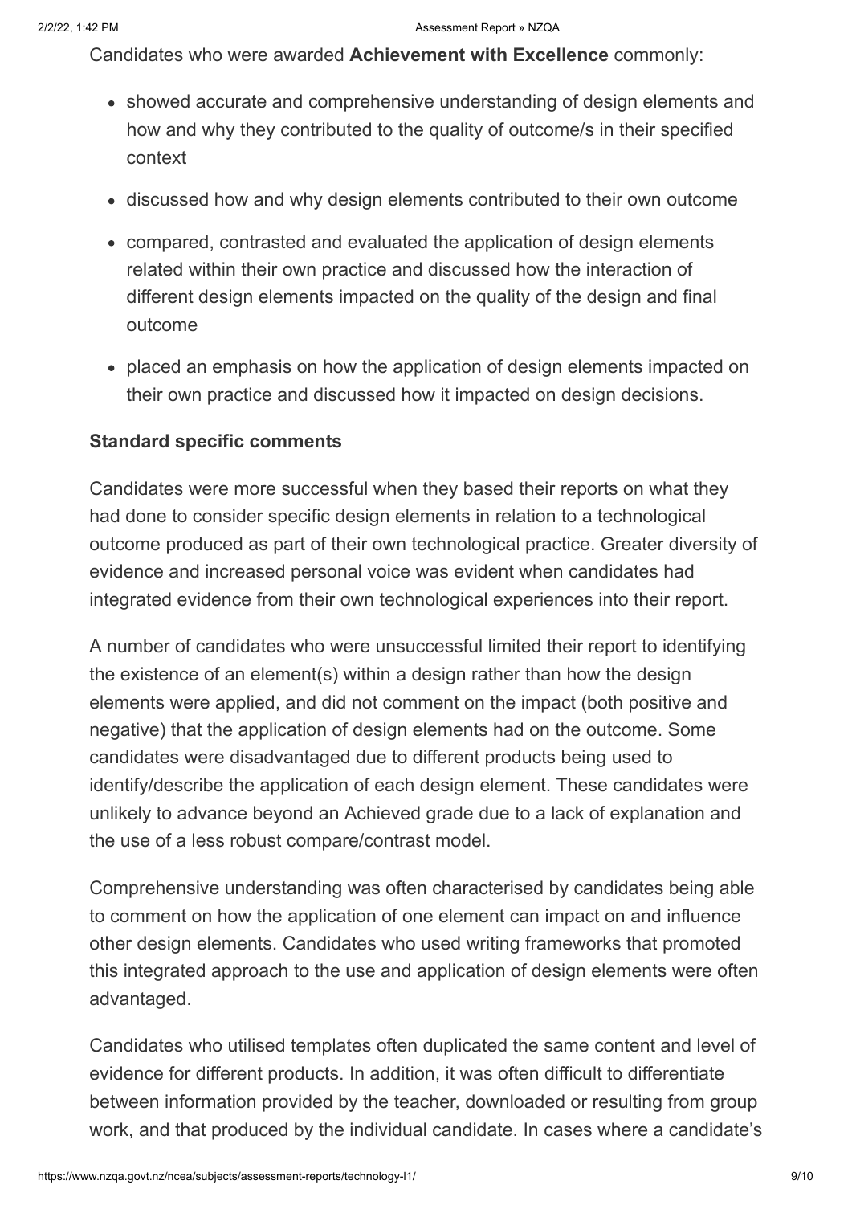Candidates who were awarded **Achievement with Excellence** commonly:

- showed accurate and comprehensive understanding of design elements and how and why they contributed to the quality of outcome/s in their specified context
- discussed how and why design elements contributed to their own outcome
- compared, contrasted and evaluated the application of design elements related within their own practice and discussed how the interaction of different design elements impacted on the quality of the design and final outcome
- placed an emphasis on how the application of design elements impacted on their own practice and discussed how it impacted on design decisions.

**Standard specific comments**

Candidates were more successful when they based their reports on what they had done to consider specific design elements in relation to a technological outcome produced as part of their own technological practice. Greater diversity of evidence and increased personal voice was evident when candidates had integrated evidence from their own technological experiences into their report.

A number of candidates who were unsuccessful limited their report to identifying the existence of an element(s) within a design rather than how the design elements were applied, and did not comment on the impact (both positive and negative) that the application of design elements had on the outcome. Some candidates were disadvantaged due to different products being used to identify/describe the application of each design element. These candidates were unlikely to advance beyond an Achieved grade due to a lack of explanation and the use of a less robust compare/contrast model.

Comprehensive understanding was often characterised by candidates being able to comment on how the application of one element can impact on and influence other design elements. Candidates who used writing frameworks that promoted this integrated approach to the use and application of design elements were often advantaged.

Candidates who utilised templates often duplicated the same content and level of evidence for different products. In addition, it was often difficult to differentiate between information provided by the teacher, downloaded or resulting from group work, and that produced by the individual candidate. In cases where a candidate's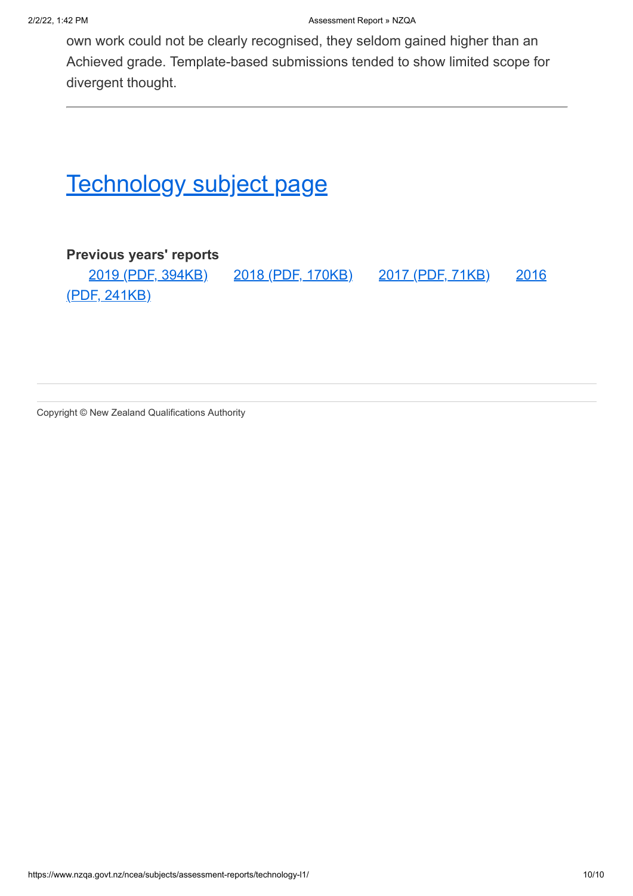own work could not be clearly recognised, they seldom gained higher than an Achieved grade. Template-based submissions tended to show limited scope for divergent thought.

---

# Technology subject page

**Previous years' reports**

2019 (PDF, 394KB) 2018 (PDF, 170KB) 2017 (PDF, 71KB) 2016 (PDF, 241KB)

Copyright © New Zealand Qualifications Authority